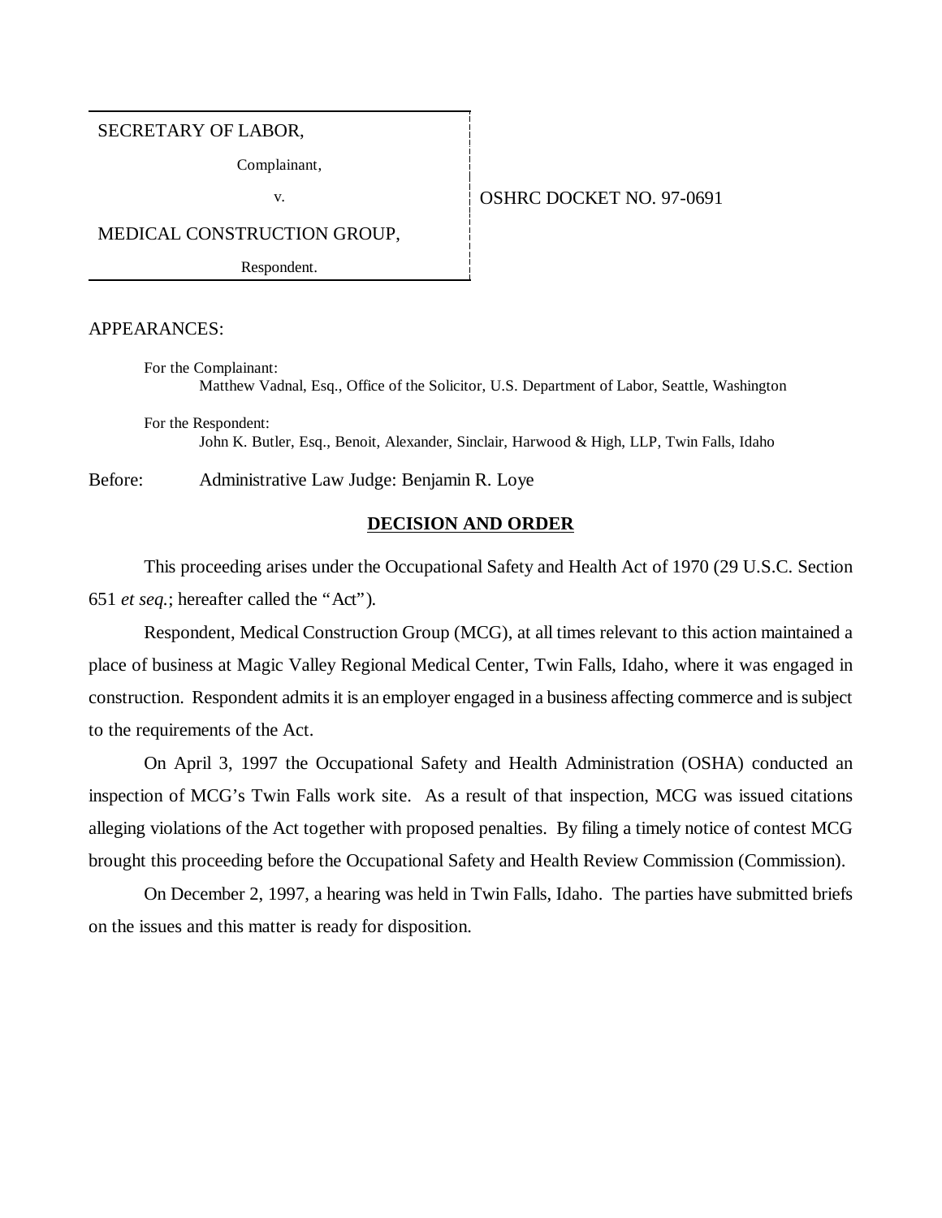SECRETARY OF LABOR,

Complainant,

v.

MEDICAL CONSTRUCTION GROUP,

Respondent.

OSHRC DOCKET NO. 97-0691

APPEARANCES:

For the Complainant:
Matthew Vadnal, Esq., Office of the Solicitor, U.S. Department of Labor, Seattle, Washington

For the Respondent:
John K. Butler, Esq., Benoit, Alexander, Sinclair, Harwood & High, LLP, Twin Falls, Idaho

Before: Administrative Law Judge: Benjamin R. Loye

## DECISION AND ORDER

This proceeding arises under the Occupational Safety and Health Act of 1970 (29 U.S.C. Section 651 *et seq.*; hereafter called the "Act").

Respondent, Medical Construction Group (MCG), at all times relevant to this action maintained a place of business at Magic Valley Regional Medical Center, Twin Falls, Idaho, where it was engaged in construction. Respondent admits it is an employer engaged in a business affecting commerce and is subject to the requirements of the Act.

On April 3, 1997 the Occupational Safety and Health Administration (OSHA) conducted an inspection of MCG's Twin Falls work site. As a result of that inspection, MCG was issued citations alleging violations of the Act together with proposed penalties. By filing a timely notice of contest MCG brought this proceeding before the Occupational Safety and Health Review Commission (Commission).

On December 2, 1997, a hearing was held in Twin Falls, Idaho. The parties have submitted briefs on the issues and this matter is ready for disposition.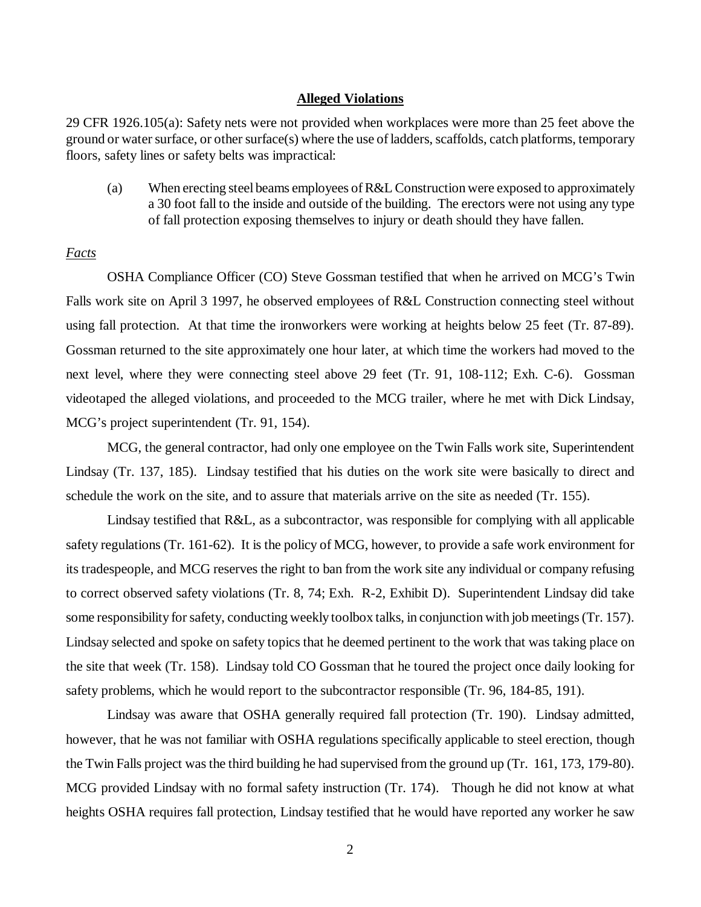## **Alleged Violations**

29 CFR 1926.105(a): Safety nets were not provided when workplaces were more than 25 feet above the ground or water surface, or other surface(s) where the use of ladders, scaffolds, catch platforms, temporary floors, safety lines or safety belts was impractical:

> (a) When erecting steel beams employees of R&L Construction were exposed to approximately a 30 foot fall to the inside and outside of the building. The erectors were not using any type of fall protection exposing themselves to injury or death should they have fallen.

*Facts*

OSHA Compliance Officer (CO) Steve Gossman testified that when he arrived on MCG's Twin Falls work site on April 3 1997, he observed employees of R&L Construction connecting steel without using fall protection. At that time the ironworkers were working at heights below 25 feet (Tr. 87-89). Gossman returned to the site approximately one hour later, at which time the workers had moved to the next level, where they were connecting steel above 29 feet (Tr. 91, 108-112; Exh. C-6). Gossman videotaped the alleged violations, and proceeded to the MCG trailer, where he met with Dick Lindsay, MCG's project superintendent (Tr. 91, 154).

MCG, the general contractor, had only one employee on the Twin Falls work site, Superintendent Lindsay (Tr. 137, 185). Lindsay testified that his duties on the work site were basically to direct and schedule the work on the site, and to assure that materials arrive on the site as needed (Tr. 155).

Lindsay testified that R&L, as a subcontractor, was responsible for complying with all applicable safety regulations (Tr. 161-62). It is the policy of MCG, however, to provide a safe work environment for its tradespeople, and MCG reserves the right to ban from the work site any individual or company refusing to correct observed safety violations (Tr. 8, 74; Exh. R-2, Exhibit D). Superintendent Lindsay did take some responsibility for safety, conducting weekly toolbox talks, in conjunction with job meetings (Tr. 157). Lindsay selected and spoke on safety topics that he deemed pertinent to the work that was taking place on the site that week (Tr. 158). Lindsay told CO Gossman that he toured the project once daily looking for safety problems, which he would report to the subcontractor responsible (Tr. 96, 184-85, 191).

Lindsay was aware that OSHA generally required fall protection (Tr. 190). Lindsay admitted, however, that he was not familiar with OSHA regulations specifically applicable to steel erection, though the Twin Falls project was the third building he had supervised from the ground up (Tr. 161, 173, 179-80). MCG provided Lindsay with no formal safety instruction (Tr. 174). Though he did not know at what heights OSHA requires fall protection, Lindsay testified that he would have reported any worker he saw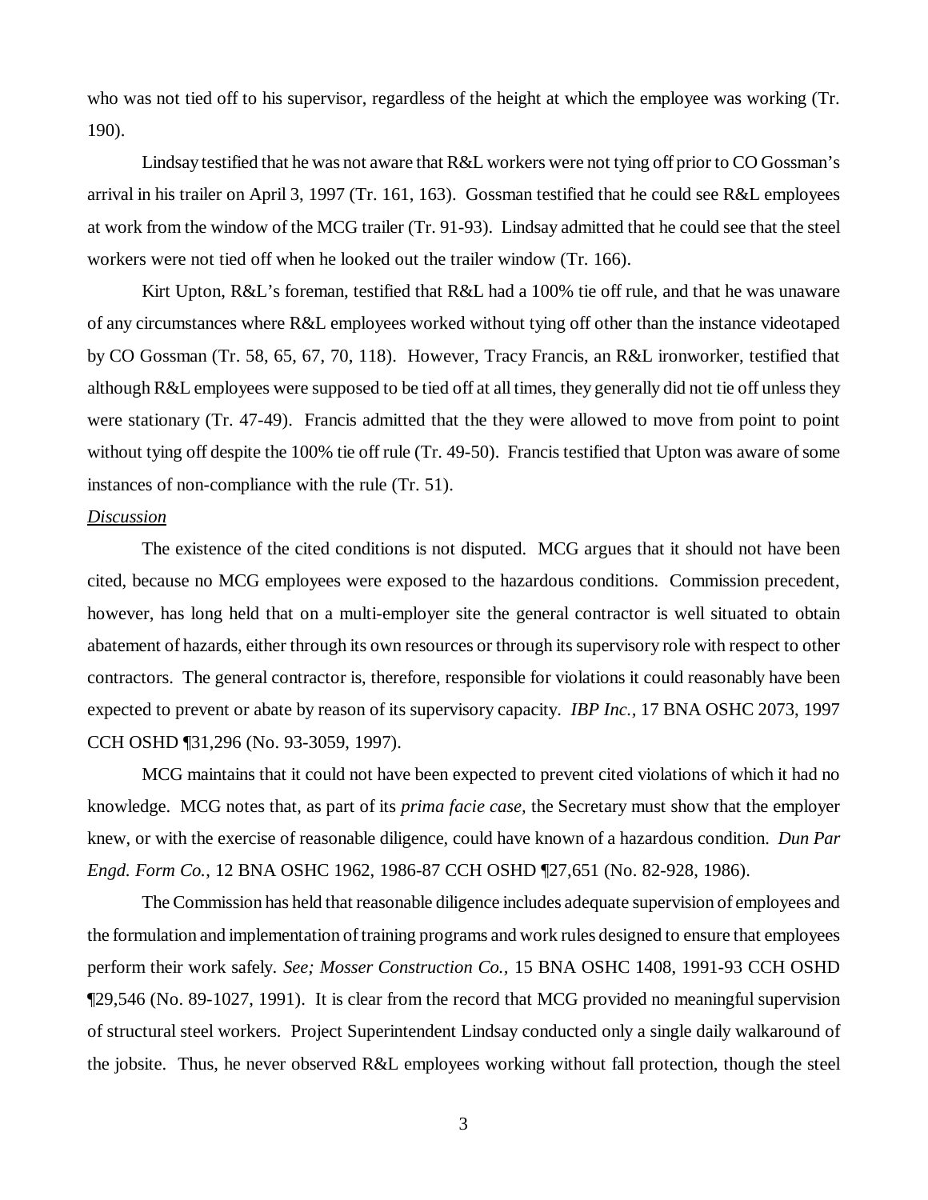who was not tied off to his supervisor, regardless of the height at which the employee was working (Tr. 190).

Lindsay testified that he was not aware that R&L workers were not tying off prior to CO Gossman's arrival in his trailer on April 3, 1997 (Tr. 161, 163). Gossman testified that he could see R&L employees at work from the window of the MCG trailer (Tr. 91-93). Lindsay admitted that he could see that the steel workers were not tied off when he looked out the trailer window (Tr. 166).

Kirt Upton, R&L's foreman, testified that R&L had a 100% tie off rule, and that he was unaware of any circumstances where R&L employees worked without tying off other than the instance videotaped by CO Gossman (Tr. 58, 65, 67, 70, 118). However, Tracy Francis, an R&L ironworker, testified that although R&L employees were supposed to be tied off at all times, they generally did not tie off unless they were stationary (Tr. 47-49). Francis admitted that the they were allowed to move from point to point without tying off despite the 100% tie off rule (Tr. 49-50). Francis testified that Upton was aware of some instances of non-compliance with the rule (Tr. 51).

*Discussion*

The existence of the cited conditions is not disputed. MCG argues that it should not have been cited, because no MCG employees were exposed to the hazardous conditions. Commission precedent, however, has long held that on a multi-employer site the general contractor is well situated to obtain abatement of hazards, either through its own resources or through its supervisory role with respect to other contractors. The general contractor is, therefore, responsible for violations it could reasonably have been expected to prevent or abate by reason of its supervisory capacity. *IBP Inc.*, 17 BNA OSHC 2073, 1997 CCH OSHD ¶31,296 (No. 93-3059, 1997).

MCG maintains that it could not have been expected to prevent cited violations of which it had no knowledge. MCG notes that, as part of its *prima facie case*, the Secretary must show that the employer knew, or with the exercise of reasonable diligence, could have known of a hazardous condition. *Dun Par Engd. Form Co.*, 12 BNA OSHC 1962, 1986-87 CCH OSHD ¶27,651 (No. 82-928, 1986).

The Commission has held that reasonable diligence includes adequate supervision of employees and the formulation and implementation of training programs and work rules designed to ensure that employees perform their work safely. *See; Mosser Construction Co.*, 15 BNA OSHC 1408, 1991-93 CCH OSHD ¶29,546 (No. 89-1027, 1991). It is clear from the record that MCG provided no meaningful supervision of structural steel workers. Project Superintendent Lindsay conducted only a single daily walkaround of the jobsite. Thus, he never observed R&L employees working without fall protection, though the steel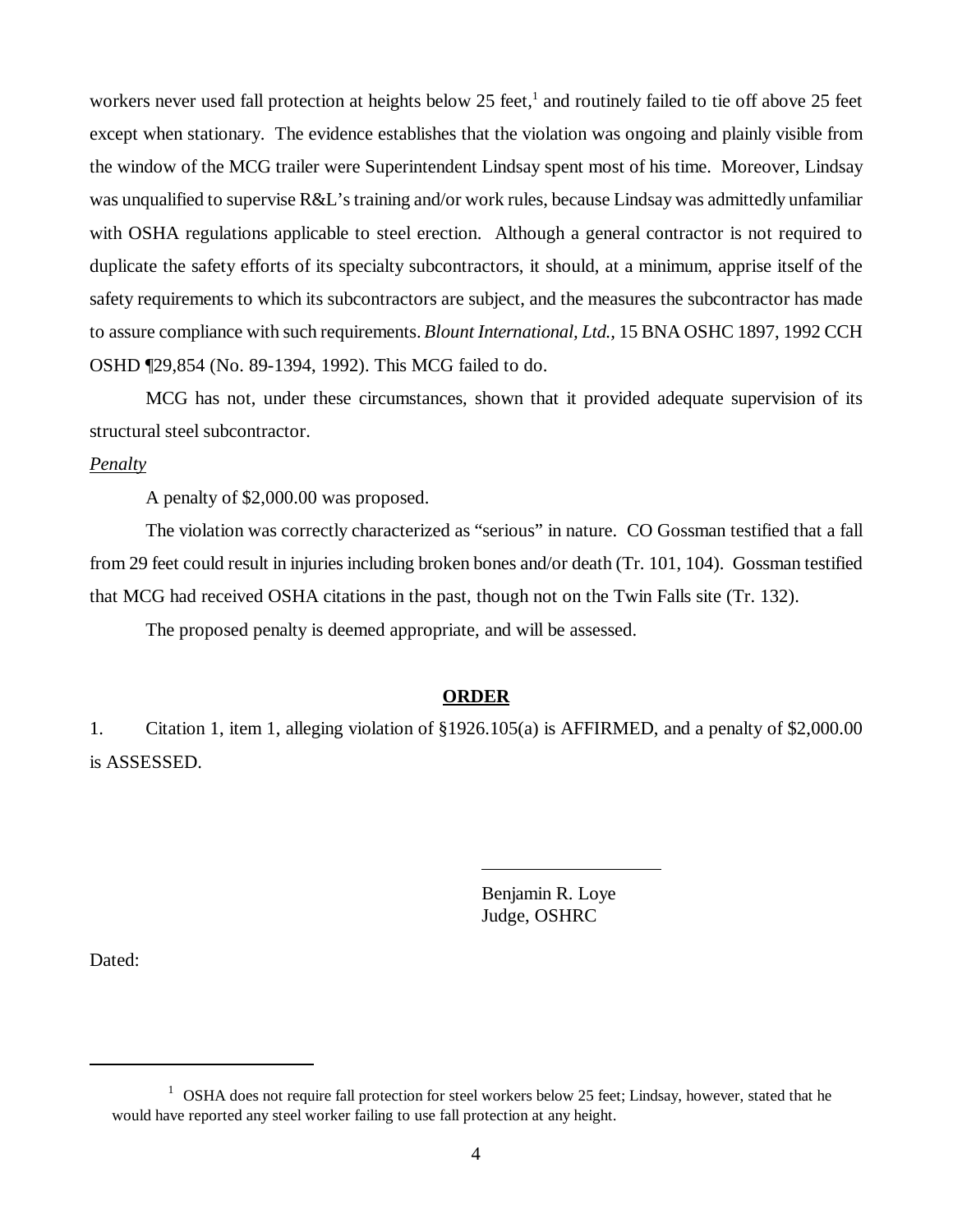workers never used fall protection at heights below 25 feet,[1] and routinely failed to tie off above 25 feet except when stationary. The evidence establishes that the violation was ongoing and plainly visible from the window of the MCG trailer were Superintendent Lindsay spent most of his time. Moreover, Lindsay was unqualified to supervise R&L's training and/or work rules, because Lindsay was admittedly unfamiliar with OSHA regulations applicable to steel erection. Although a general contractor is not required to duplicate the safety efforts of its specialty subcontractors, it should, at a minimum, apprise itself of the safety requirements to which its subcontractors are subject, and the measures the subcontractor has made to assure compliance with such requirements. *Blount International, Ltd.,* 15 BNA OSHC 1897, 1992 CCH OSHD ¶29,854 (No. 89-1394, 1992). This MCG failed to do.

MCG has not, under these circumstances, shown that it provided adequate supervision of its structural steel subcontractor.

*Penalty*

A penalty of $2,000.00 was proposed.

The violation was correctly characterized as "serious" in nature. CO Gossman testified that a fall from 29 feet could result in injuries including broken bones and/or death (Tr. 101, 104). Gossman testified that MCG had received OSHA citations in the past, though not on the Twin Falls site (Tr. 132).

The proposed penalty is deemed appropriate, and will be assessed.

**ORDER**

1. Citation 1, item 1, alleging violation of §1926.105(a) is AFFIRMED, and a penalty of $2,000.00 is ASSESSED.

Benjamin R. Loye
Judge, OSHRC

Dated:

[1] OSHA does not require fall protection for steel workers below 25 feet; Lindsay, however, stated that he would have reported any steel worker failing to use fall protection at any height.